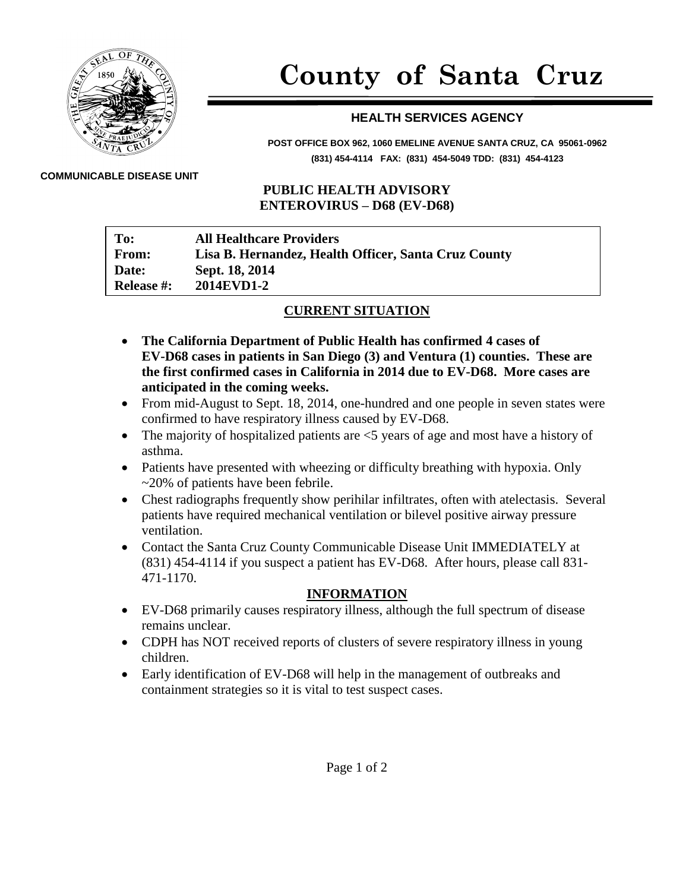# County of Santa Cruz

## HEALTH SERVICES AGENCY

**POST OFFICE BOX 962, 1060 EMELINE AVENUE SANTA CRUZ, CA 95061-0962**
**(831) 454-4114 FAX: (831) 454-5049 TDD: (831) 454-4123**

**COMMUNICABLE DISEASE UNIT**

## PUBLIC HEALTH ADVISORY
## ENTEROVIRUS – D68 (EV-D68)

| | |
|---|---|
| **To:** | **All Healthcare Providers** |
| **From:** | **Lisa B. Hernandez, Health Officer, Santa Cruz County** |
| **Date:** | **Sept. 18, 2014** |
| **Release #:** | **2014EVD1-2** |

### CURRENT SITUATION

- **The California Department of Public Health has confirmed 4 cases of EV-D68 cases in patients in San Diego (3) and Ventura (1) counties. These are the first confirmed cases in California in 2014 due to EV-D68. More cases are anticipated in the coming weeks.**
- From mid-August to Sept. 18, 2014, one-hundred and one people in seven states were confirmed to have respiratory illness caused by EV-D68.
- The majority of hospitalized patients are <5 years of age and most have a history of asthma.
- Patients have presented with wheezing or difficulty breathing with hypoxia. Only ~20% of patients have been febrile.
- Chest radiographs frequently show perihilar infiltrates, often with atelectasis. Several patients have required mechanical ventilation or bilevel positive airway pressure ventilation.
- Contact the Santa Cruz County Communicable Disease Unit IMMEDIATELY at (831) 454-4114 if you suspect a patient has EV-D68. After hours, please call 831-471-1170.

### INFORMATION

- EV-D68 primarily causes respiratory illness, although the full spectrum of disease remains unclear.
- CDPH has NOT received reports of clusters of severe respiratory illness in young children.
- Early identification of EV-D68 will help in the management of outbreaks and containment strategies so it is vital to test suspect cases.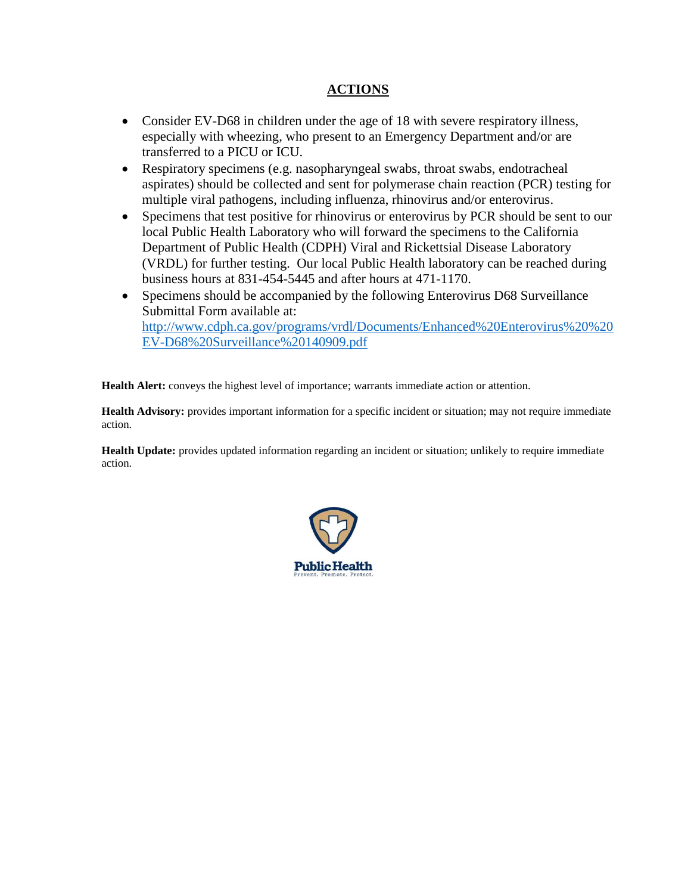## ACTIONS

- Consider EV-D68 in children under the age of 18 with severe respiratory illness, especially with wheezing, who present to an Emergency Department and/or are transferred to a PICU or ICU.
- Respiratory specimens (e.g. nasopharyngeal swabs, throat swabs, endotracheal aspirates) should be collected and sent for polymerase chain reaction (PCR) testing for multiple viral pathogens, including influenza, rhinovirus and/or enterovirus.
- Specimens that test positive for rhinovirus or enterovirus by PCR should be sent to our local Public Health Laboratory who will forward the specimens to the California Department of Public Health (CDPH) Viral and Rickettsial Disease Laboratory (VRDL) for further testing. Our local Public Health laboratory can be reached during business hours at 831-454-5445 and after hours at 471-1170.
- Specimens should be accompanied by the following Enterovirus D68 Surveillance Submittal Form available at: http://www.cdph.ca.gov/programs/vrdl/Documents/Enhanced%20Enterovirus%20%20EV-D68%20Surveillance%20140909.pdf

**Health Alert:** conveys the highest level of importance; warrants immediate action or attention.

**Health Advisory:** provides important information for a specific incident or situation; may not require immediate action.

**Health Update:** provides updated information regarding an incident or situation; unlikely to require immediate action.

Public Health
Prevent. Promote. Protect.